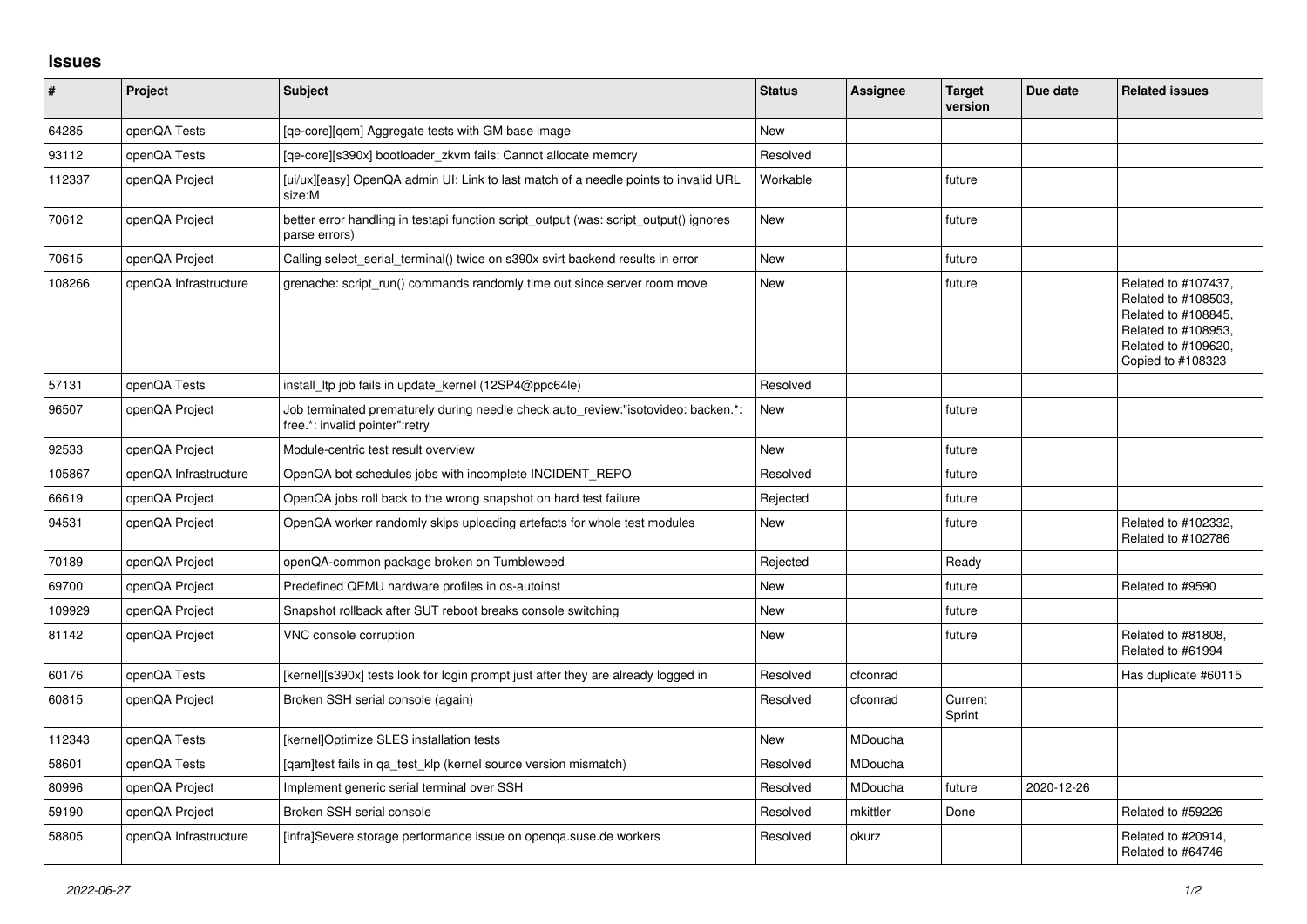## Issues

| # | Project | Subject | Status | Assignee | Target version | Due date | Related issues |
|---|---|---|---|---|---|---|---|
| 64285 | openQA Tests | [qe-core][qem] Aggregate tests with GM base image | New | | | | |
| 93112 | openQA Tests | [qe-core][s390x] bootloader_zkvm fails: Cannot allocate memory | Resolved | | | | |
| 112337 | openQA Project | [ui/ux][easy] OpenQA admin UI: Link to last match of a needle points to invalid URL size:M | Workable | | future | | |
| 70612 | openQA Project | better error handling in testapi function script_output (was: script_output() ignores parse errors) | New | | future | | |
| 70615 | openQA Project | Calling select_serial_terminal() twice on s390x svirt backend results in error | New | | future | | |
| 108266 | openQA Infrastructure | grenache: script_run() commands randomly time out since server room move | New | | future | | Related to #107437, Related to #108503, Related to #108845, Related to #108953, Related to #109620, Copied to #108323 |
| 57131 | openQA Tests | install_ltp job fails in update_kernel (12SP4@ppc64le) | Resolved | | | | |
| 96507 | openQA Project | Job terminated prematurely during needle check auto_review:"isotovideo: backen.*: free.*: invalid pointer":retry | New | | future | | |
| 92533 | openQA Project | Module-centric test result overview | New | | future | | |
| 105867 | openQA Infrastructure | OpenQA bot schedules jobs with incomplete INCIDENT_REPO | Resolved | | future | | |
| 66619 | openQA Project | OpenQA jobs roll back to the wrong snapshot on hard test failure | Rejected | | future | | |
| 94531 | openQA Project | OpenQA worker randomly skips uploading artefacts for whole test modules | New | | future | | Related to #102332, Related to #102786 |
| 70189 | openQA Project | openQA-common package broken on Tumbleweed | Rejected | | Ready | | |
| 69700 | openQA Project | Predefined QEMU hardware profiles in os-autoinst | New | | future | | Related to #9590 |
| 109929 | openQA Project | Snapshot rollback after SUT reboot breaks console switching | New | | future | | |
| 81142 | openQA Project | VNC console corruption | New | | future | | Related to #81808, Related to #61994 |
| 60176 | openQA Tests | [kernel][s390x] tests look for login prompt just after they are already logged in | Resolved | cfconrad | | | Has duplicate #60115 |
| 60815 | openQA Project | Broken SSH serial console (again) | Resolved | cfconrad | Current Sprint | | |
| 112343 | openQA Tests | [kernel]Optimize SLES installation tests | New | MDoucha | | | |
| 58601 | openQA Tests | [qam]test fails in qa_test_klp (kernel source version mismatch) | Resolved | MDoucha | | | |
| 80996 | openQA Project | Implement generic serial terminal over SSH | Resolved | MDoucha | future | 2020-12-26 | |
| 59190 | openQA Project | Broken SSH serial console | Resolved | mkittler | Done | | Related to #59226 |
| 58805 | openQA Infrastructure | [infra]Severe storage performance issue on openqa.suse.de workers | Resolved | okurz | | | Related to #20914, Related to #64746 |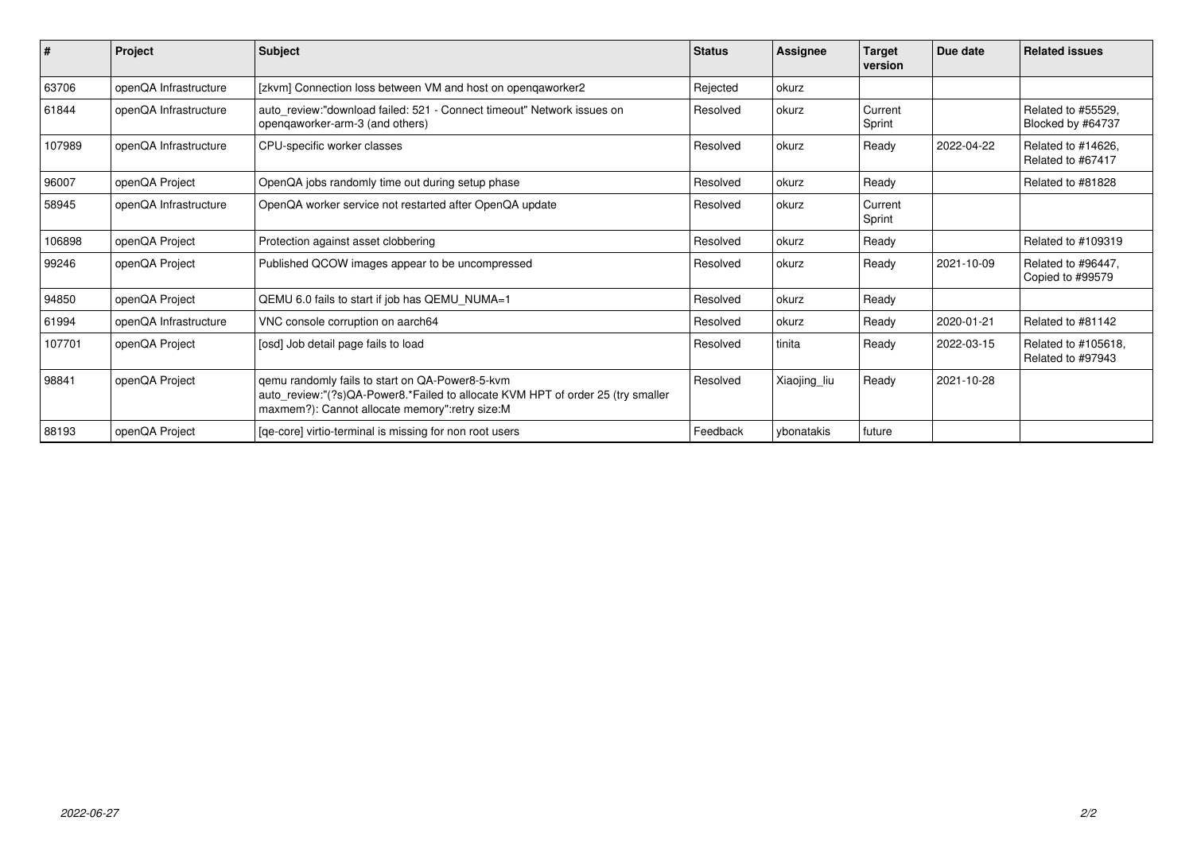| # | Project | Subject | Status | Assignee | Target version | Due date | Related issues |
|---|---|---|---|---|---|---|---|
| 63706 | openQA Infrastructure | [zkvm] Connection loss between VM and host on openqaworker2 | Rejected | okurz | | | |
| 61844 | openQA Infrastructure | auto_review:"download failed: 521 - Connect timeout" Network issues on openqaworker-arm-3 (and others) | Resolved | okurz | Current Sprint | | Related to #55529, Blocked by #64737 |
| 107989 | openQA Infrastructure | CPU-specific worker classes | Resolved | okurz | Ready | 2022-04-22 | Related to #14626, Related to #67417 |
| 96007 | openQA Project | OpenQA jobs randomly time out during setup phase | Resolved | okurz | Ready | | Related to #81828 |
| 58945 | openQA Infrastructure | OpenQA worker service not restarted after OpenQA update | Resolved | okurz | Current Sprint | | |
| 106898 | openQA Project | Protection against asset clobbering | Resolved | okurz | Ready | | Related to #109319 |
| 99246 | openQA Project | Published QCOW images appear to be uncompressed | Resolved | okurz | Ready | 2021-10-09 | Related to #96447, Copied to #99579 |
| 94850 | openQA Project | QEMU 6.0 fails to start if job has QEMU_NUMA=1 | Resolved | okurz | Ready | | |
| 61994 | openQA Infrastructure | VNC console corruption on aarch64 | Resolved | okurz | Ready | 2020-01-21 | Related to #81142 |
| 107701 | openQA Project | [osd] Job detail page fails to load | Resolved | tinita | Ready | 2022-03-15 | Related to #105618, Related to #97943 |
| 98841 | openQA Project | qemu randomly fails to start on QA-Power8-5-kvm auto_review:"(?s)QA-Power8.*Failed to allocate KVM HPT of order 25 (try smaller maxmem?): Cannot allocate memory":retry size:M | Resolved | Xiaojing_liu | Ready | 2021-10-28 | |
| 88193 | openQA Project | [qe-core] virtio-terminal is missing for non root users | Feedback | ybonatakis | future | | |